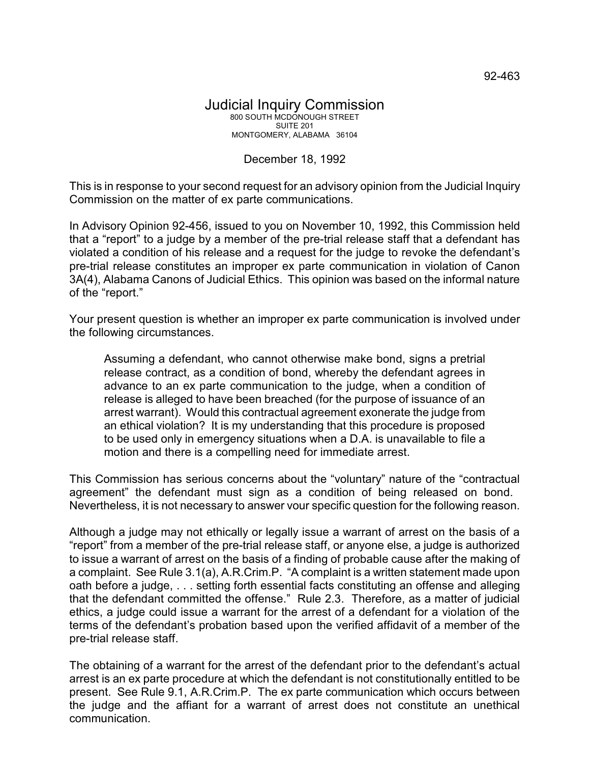92-463

# Judicial Inquiry Commission

800 SOUTH MCDONOUGH STREET
SUITE 201
MONTGOMERY, ALABAMA 36104

December 18, 1992

This is in response to your second request for an advisory opinion from the Judicial Inquiry Commission on the matter of ex parte communications.

In Advisory Opinion 92-456, issued to you on November 10, 1992, this Commission held that a "report" to a judge by a member of the pre-trial release staff that a defendant has violated a condition of his release and a request for the judge to revoke the defendant's pre-trial release constitutes an improper ex parte communication in violation of Canon 3A(4), Alabama Canons of Judicial Ethics. This opinion was based on the informal nature of the "report."

Your present question is whether an improper ex parte communication is involved under the following circumstances.

> Assuming a defendant, who cannot otherwise make bond, signs a pretrial release contract, as a condition of bond, whereby the defendant agrees in advance to an ex parte communication to the judge, when a condition of release is alleged to have been breached (for the purpose of issuance of an arrest warrant). Would this contractual agreement exonerate the judge from an ethical violation? It is my understanding that this procedure is proposed to be used only in emergency situations when a D.A. is unavailable to file a motion and there is a compelling need for immediate arrest.

This Commission has serious concerns about the "voluntary" nature of the "contractual agreement" the defendant must sign as a condition of being released on bond. Nevertheless, it is not necessary to answer vour specific question for the following reason.

Although a judge may not ethically or legally issue a warrant of arrest on the basis of a "report" from a member of the pre-trial release staff, or anyone else, a judge is authorized to issue a warrant of arrest on the basis of a finding of probable cause after the making of a complaint. See Rule 3.1(a), A.R.Crim.P. "A complaint is a written statement made upon oath before a judge, . . . setting forth essential facts constituting an offense and alleging that the defendant committed the offense." Rule 2.3. Therefore, as a matter of judicial ethics, a judge could issue a warrant for the arrest of a defendant for a violation of the terms of the defendant's probation based upon the verified affidavit of a member of the pre-trial release staff.

The obtaining of a warrant for the arrest of the defendant prior to the defendant's actual arrest is an ex parte procedure at which the defendant is not constitutionally entitled to be present. See Rule 9.1, A.R.Crim.P. The ex parte communication which occurs between the judge and the affiant for a warrant of arrest does not constitute an unethical communication.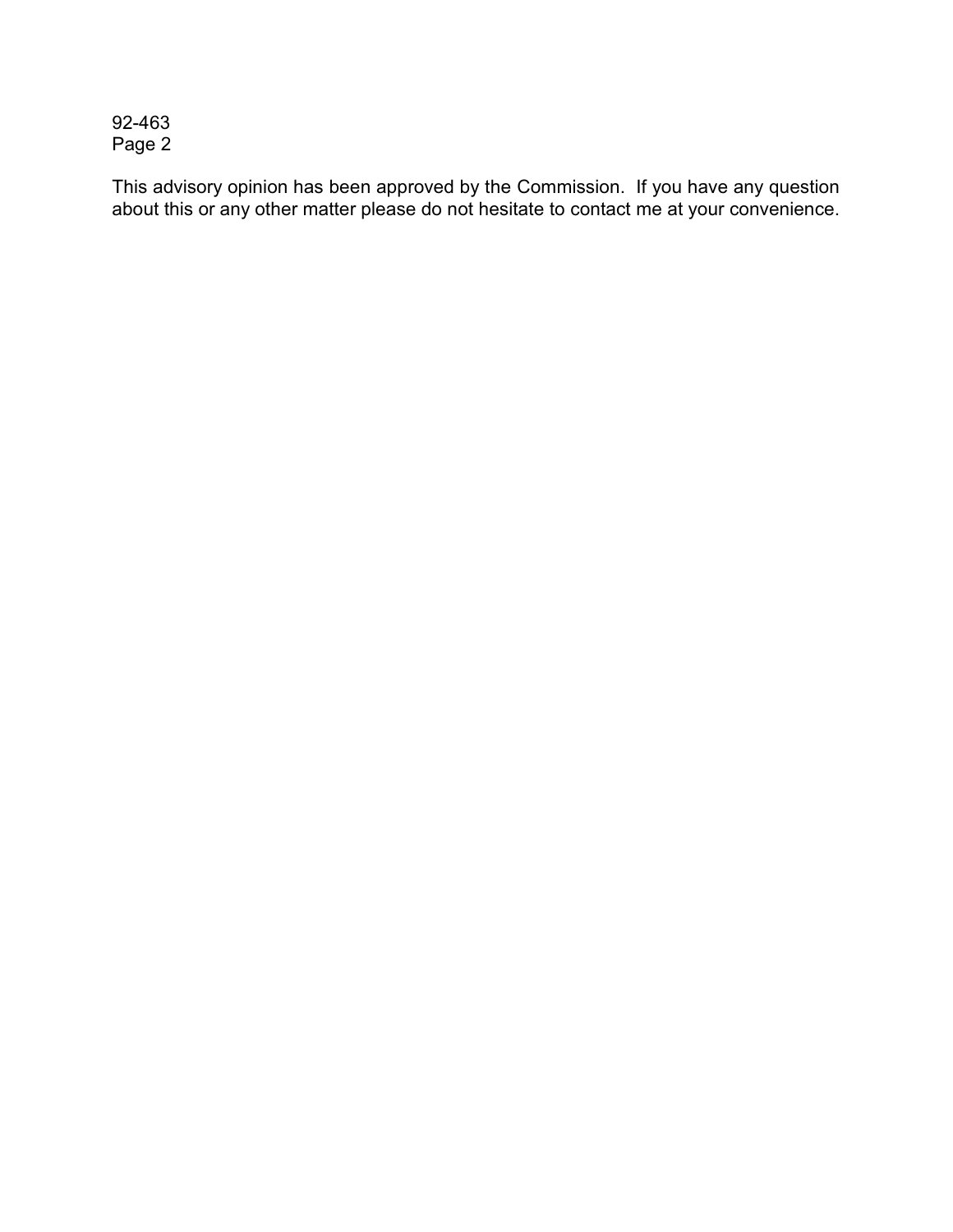This advisory opinion has been approved by the Commission. If you have any question about this or any other matter please do not hesitate to contact me at your convenience.